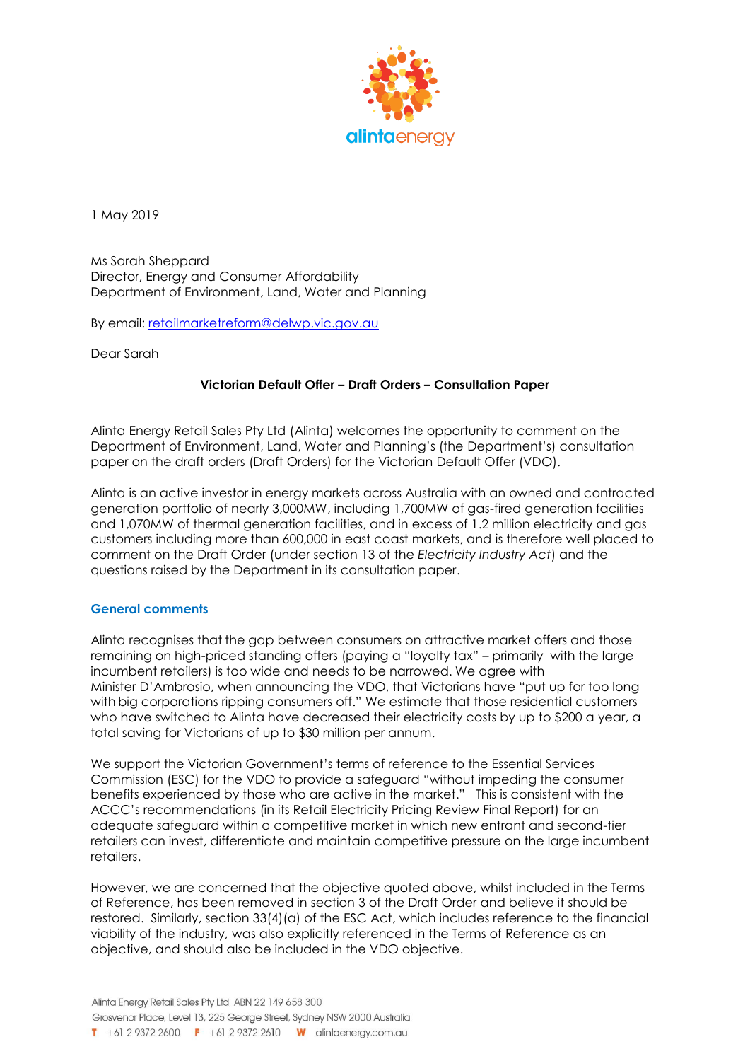1 May 2019

Ms Sarah Sheppard
Director, Energy and Consumer Affordability
Department of Environment, Land, Water and Planning

By email: retailmarketreform@delwp.vic.gov.au

Dear Sarah

**Victorian Default Offer – Draft Orders – Consultation Paper**

Alinta Energy Retail Sales Pty Ltd (Alinta) welcomes the opportunity to comment on the Department of Environment, Land, Water and Planning's (the Department's) consultation paper on the draft orders (Draft Orders) for the Victorian Default Offer (VDO).

Alinta is an active investor in energy markets across Australia with an owned and contracted generation portfolio of nearly 3,000MW, including 1,700MW of gas-fired generation facilities and 1,070MW of thermal generation facilities, and in excess of 1.2 million electricity and gas customers including more than 600,000 in east coast markets, and is therefore well placed to comment on the Draft Order (under section 13 of the *Electricity Industry Act*) and the questions raised by the Department in its consultation paper.

## General comments

Alinta recognises that the gap between consumers on attractive market offers and those remaining on high-priced standing offers (paying a "loyalty tax" – primarily with the large incumbent retailers) is too wide and needs to be narrowed. We agree with Minister D'Ambrosio, when announcing the VDO, that Victorians have "put up for too long with big corporations ripping consumers off." We estimate that those residential customers who have switched to Alinta have decreased their electricity costs by up to $200 a year, a total saving for Victorians of up to $30 million per annum.

We support the Victorian Government's terms of reference to the Essential Services Commission (ESC) for the VDO to provide a safeguard "without impeding the consumer benefits experienced by those who are active in the market." This is consistent with the ACCC's recommendations (in its Retail Electricity Pricing Review Final Report) for an adequate safeguard within a competitive market in which new entrant and second-tier retailers can invest, differentiate and maintain competitive pressure on the large incumbent retailers.

However, we are concerned that the objective quoted above, whilst included in the Terms of Reference, has been removed in section 3 of the Draft Order and believe it should be restored. Similarly, section 33(4)(a) of the ESC Act, which includes reference to the financial viability of the industry, was also explicitly referenced in the Terms of Reference as an objective, and should also be included in the VDO objective.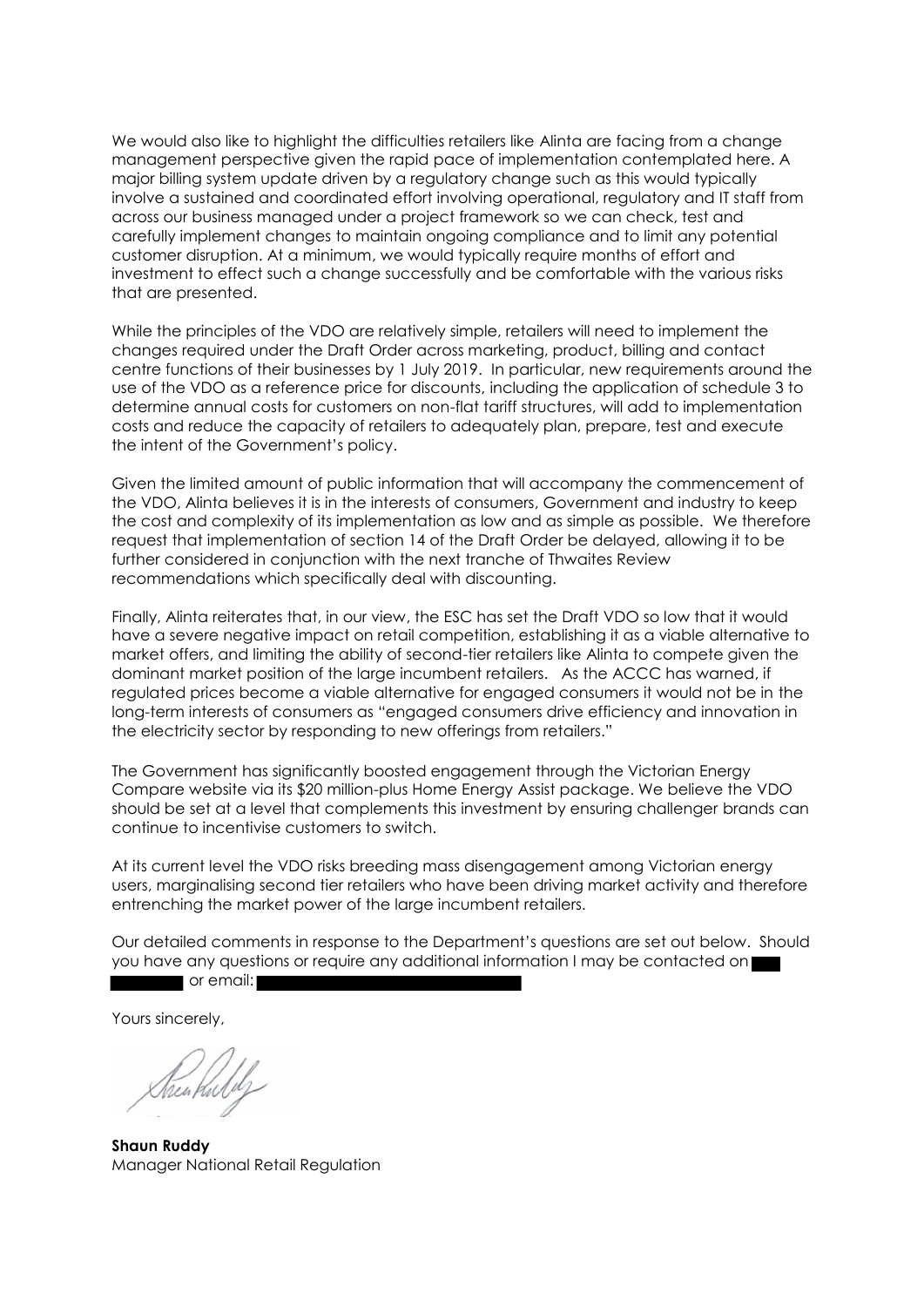We would also like to highlight the difficulties retailers like Alinta are facing from a change management perspective given the rapid pace of implementation contemplated here. A major billing system update driven by a regulatory change such as this would typically involve a sustained and coordinated effort involving operational, regulatory and IT staff from across our business managed under a project framework so we can check, test and carefully implement changes to maintain ongoing compliance and to limit any potential customer disruption. At a minimum, we would typically require months of effort and investment to effect such a change successfully and be comfortable with the various risks that are presented.

While the principles of the VDO are relatively simple, retailers will need to implement the changes required under the Draft Order across marketing, product, billing and contact centre functions of their businesses by 1 July 2019. In particular, new requirements around the use of the VDO as a reference price for discounts, including the application of schedule 3 to determine annual costs for customers on non-flat tariff structures, will add to implementation costs and reduce the capacity of retailers to adequately plan, prepare, test and execute the intent of the Government's policy.

Given the limited amount of public information that will accompany the commencement of the VDO, Alinta believes it is in the interests of consumers, Government and industry to keep the cost and complexity of its implementation as low and as simple as possible. We therefore request that implementation of section 14 of the Draft Order be delayed, allowing it to be further considered in conjunction with the next tranche of Thwaites Review recommendations which specifically deal with discounting.

Finally, Alinta reiterates that, in our view, the ESC has set the Draft VDO so low that it would have a severe negative impact on retail competition, establishing it as a viable alternative to market offers, and limiting the ability of second-tier retailers like Alinta to compete given the dominant market position of the large incumbent retailers. As the ACCC has warned, if regulated prices become a viable alternative for engaged consumers it would not be in the long-term interests of consumers as "engaged consumers drive efficiency and innovation in the electricity sector by responding to new offerings from retailers."

The Government has significantly boosted engagement through the Victorian Energy Compare website via its $20 million-plus Home Energy Assist package. We believe the VDO should be set at a level that complements this investment by ensuring challenger brands can continue to incentivise customers to switch.

At its current level the VDO risks breeding mass disengagement among Victorian energy users, marginalising second tier retailers who have been driving market activity and therefore entrenching the market power of the large incumbent retailers.

Our detailed comments in response to the Department's questions are set out below. Should you have any questions or require any additional information I may be contacted on [redacted] or email: [redacted]

Yours sincerely,

**Shaun Ruddy**
Manager National Retail Regulation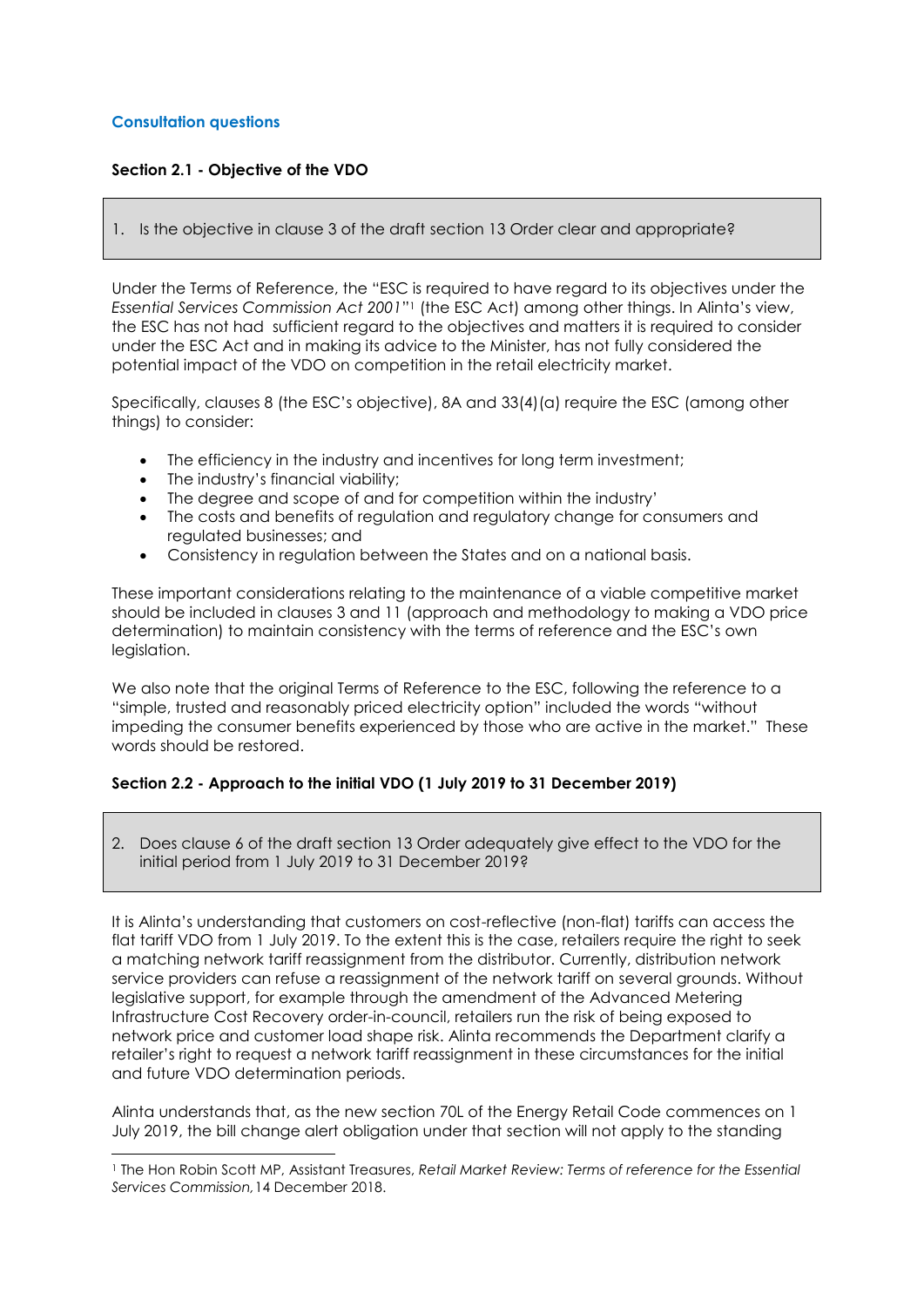## Consultation questions

### Section 2.1 - Objective of the VDO

> 1. Is the objective in clause 3 of the draft section 13 Order clear and appropriate?

Under the Terms of Reference, the "ESC is required to have regard to its objectives under the *Essential Services Commission Act 2001*"[1] (the ESC Act) among other things. In Alinta's view, the ESC has not had sufficient regard to the objectives and matters it is required to consider under the ESC Act and in making its advice to the Minister, has not fully considered the potential impact of the VDO on competition in the retail electricity market.

Specifically, clauses 8 (the ESC's objective), 8A and 33(4)(a) require the ESC (among other things) to consider:

- The efficiency in the industry and incentives for long term investment;
- The industry's financial viability;
- The degree and scope of and for competition within the industry'
- The costs and benefits of regulation and regulatory change for consumers and regulated businesses; and
- Consistency in regulation between the States and on a national basis.

These important considerations relating to the maintenance of a viable competitive market should be included in clauses 3 and 11 (approach and methodology to making a VDO price determination) to maintain consistency with the terms of reference and the ESC's own legislation.

We also note that the original Terms of Reference to the ESC, following the reference to a "simple, trusted and reasonably priced electricity option" included the words "without impeding the consumer benefits experienced by those who are active in the market." These words should be restored.

### Section 2.2 - Approach to the initial VDO (1 July 2019 to 31 December 2019)

> 2. Does clause 6 of the draft section 13 Order adequately give effect to the VDO for the initial period from 1 July 2019 to 31 December 2019?

It is Alinta's understanding that customers on cost-reflective (non-flat) tariffs can access the flat tariff VDO from 1 July 2019. To the extent this is the case, retailers require the right to seek a matching network tariff reassignment from the distributor. Currently, distribution network service providers can refuse a reassignment of the network tariff on several grounds. Without legislative support, for example through the amendment of the Advanced Metering Infrastructure Cost Recovery order-in-council, retailers run the risk of being exposed to network price and customer load shape risk. Alinta recommends the Department clarify a retailer's right to request a network tariff reassignment in these circumstances for the initial and future VDO determination periods.

Alinta understands that, as the new section 70L of the Energy Retail Code commences on 1 July 2019, the bill change alert obligation under that section will not apply to the standing

[1] The Hon Robin Scott MP, Assistant Treasures, *Retail Market Review: Terms of reference for the Essential Services Commission,* 14 December 2018.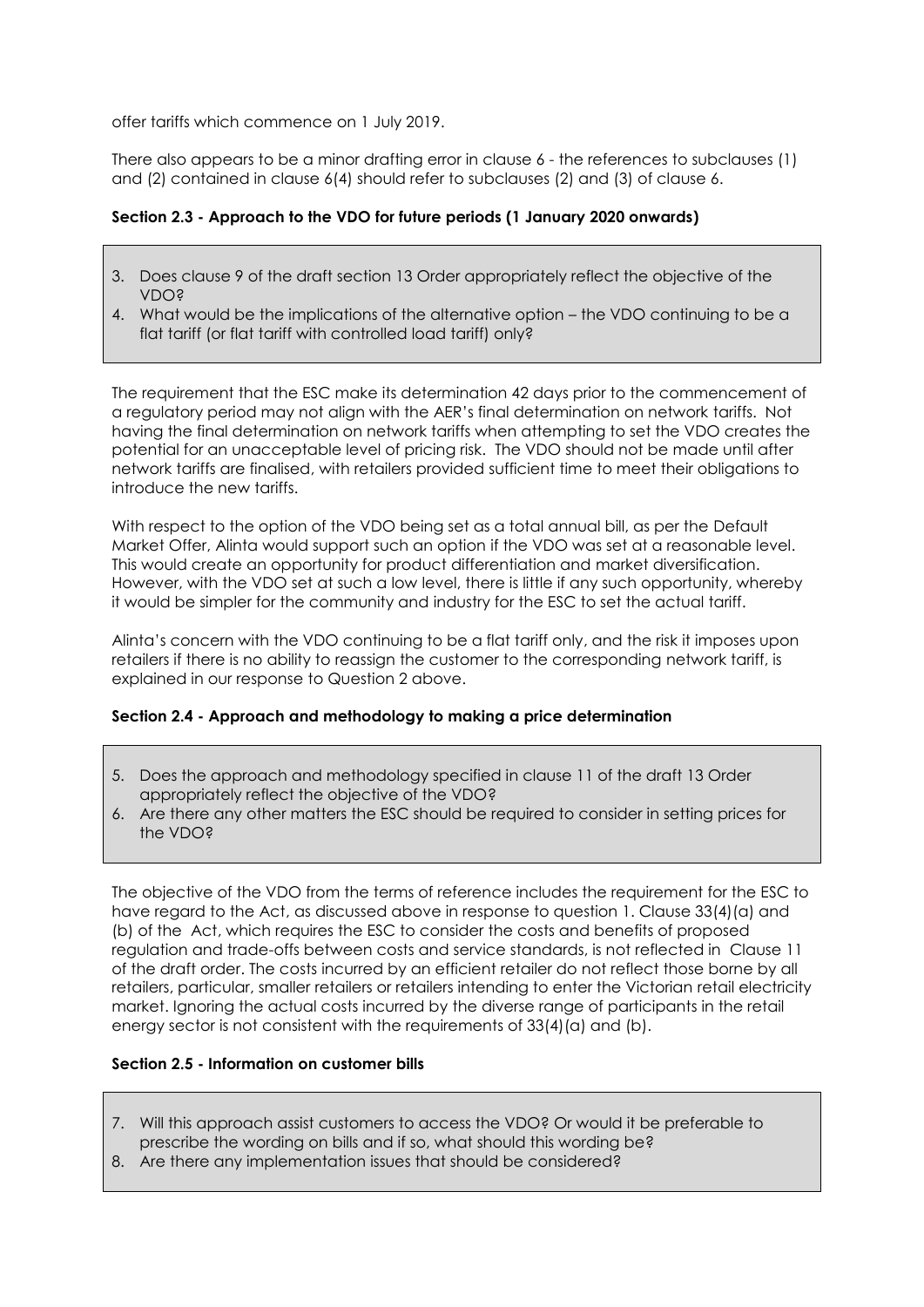offer tariffs which commence on 1 July 2019.

There also appears to be a minor drafting error in clause 6 - the references to subclauses (1) and (2) contained in clause 6(4) should refer to subclauses (2) and (3) of clause 6.

### Section 2.3 - Approach to the VDO for future periods (1 January 2020 onwards)

3. Does clause 9 of the draft section 13 Order appropriately reflect the objective of the VDO?
4. What would be the implications of the alternative option – the VDO continuing to be a flat tariff (or flat tariff with controlled load tariff) only?

The requirement that the ESC make its determination 42 days prior to the commencement of a regulatory period may not align with the AER's final determination on network tariffs. Not having the final determination on network tariffs when attempting to set the VDO creates the potential for an unacceptable level of pricing risk. The VDO should not be made until after network tariffs are finalised, with retailers provided sufficient time to meet their obligations to introduce the new tariffs.

With respect to the option of the VDO being set as a total annual bill, as per the Default Market Offer, Alinta would support such an option if the VDO was set at a reasonable level. This would create an opportunity for product differentiation and market diversification. However, with the VDO set at such a low level, there is little if any such opportunity, whereby it would be simpler for the community and industry for the ESC to set the actual tariff.

Alinta's concern with the VDO continuing to be a flat tariff only, and the risk it imposes upon retailers if there is no ability to reassign the customer to the corresponding network tariff, is explained in our response to Question 2 above.

### Section 2.4 - Approach and methodology to making a price determination

5. Does the approach and methodology specified in clause 11 of the draft 13 Order appropriately reflect the objective of the VDO?
6. Are there any other matters the ESC should be required to consider in setting prices for the VDO?

The objective of the VDO from the terms of reference includes the requirement for the ESC to have regard to the Act, as discussed above in response to question 1. Clause 33(4)(a) and (b) of the Act, which requires the ESC to consider the costs and benefits of proposed regulation and trade-offs between costs and service standards, is not reflected in Clause 11 of the draft order. The costs incurred by an efficient retailer do not reflect those borne by all retailers, particular, smaller retailers or retailers intending to enter the Victorian retail electricity market. Ignoring the actual costs incurred by the diverse range of participants in the retail energy sector is not consistent with the requirements of 33(4)(a) and (b).

### Section 2.5 - Information on customer bills

7. Will this approach assist customers to access the VDO? Or would it be preferable to prescribe the wording on bills and if so, what should this wording be?
8. Are there any implementation issues that should be considered?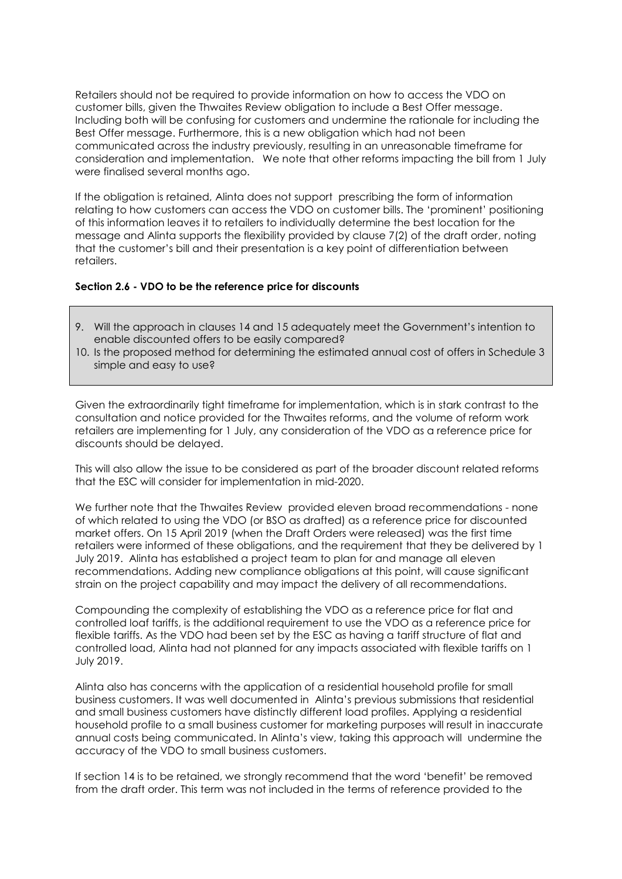Retailers should not be required to provide information on how to access the VDO on customer bills, given the Thwaites Review obligation to include a Best Offer message. Including both will be confusing for customers and undermine the rationale for including the Best Offer message. Furthermore, this is a new obligation which had not been communicated across the industry previously, resulting in an unreasonable timeframe for consideration and implementation. We note that other reforms impacting the bill from 1 July were finalised several months ago.

If the obligation is retained, Alinta does not support prescribing the form of information relating to how customers can access the VDO on customer bills. The 'prominent' positioning of this information leaves it to retailers to individually determine the best location for the message and Alinta supports the flexibility provided by clause 7(2) of the draft order, noting that the customer's bill and their presentation is a key point of differentiation between retailers.

**Section 2.6 - VDO to be the reference price for discounts**

9. Will the approach in clauses 14 and 15 adequately meet the Government's intention to enable discounted offers to be easily compared?
10. Is the proposed method for determining the estimated annual cost of offers in Schedule 3 simple and easy to use?

Given the extraordinarily tight timeframe for implementation, which is in stark contrast to the consultation and notice provided for the Thwaites reforms, and the volume of reform work retailers are implementing for 1 July, any consideration of the VDO as a reference price for discounts should be delayed.

This will also allow the issue to be considered as part of the broader discount related reforms that the ESC will consider for implementation in mid-2020.

We further note that the Thwaites Review provided eleven broad recommendations - none of which related to using the VDO (or BSO as drafted) as a reference price for discounted market offers. On 15 April 2019 (when the Draft Orders were released) was the first time retailers were informed of these obligations, and the requirement that they be delivered by 1 July 2019. Alinta has established a project team to plan for and manage all eleven recommendations. Adding new compliance obligations at this point, will cause significant strain on the project capability and may impact the delivery of all recommendations.

Compounding the complexity of establishing the VDO as a reference price for flat and controlled loaf tariffs, is the additional requirement to use the VDO as a reference price for flexible tariffs. As the VDO had been set by the ESC as having a tariff structure of flat and controlled load, Alinta had not planned for any impacts associated with flexible tariffs on 1 July 2019.

Alinta also has concerns with the application of a residential household profile for small business customers. It was well documented in Alinta's previous submissions that residential and small business customers have distinctly different load profiles. Applying a residential household profile to a small business customer for marketing purposes will result in inaccurate annual costs being communicated. In Alinta's view, taking this approach will undermine the accuracy of the VDO to small business customers.

If section 14 is to be retained, we strongly recommend that the word 'benefit' be removed from the draft order. This term was not included in the terms of reference provided to the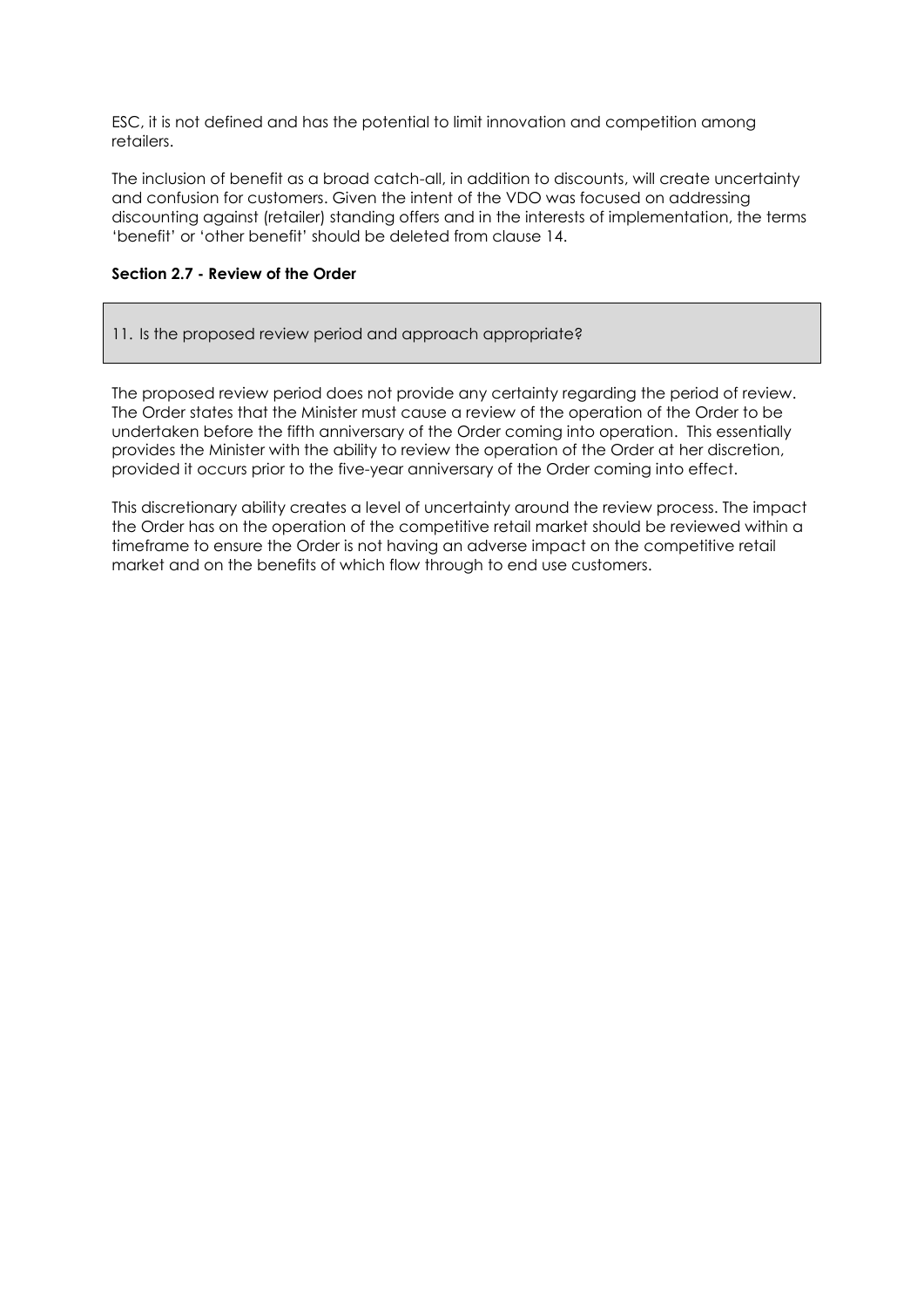ESC, it is not defined and has the potential to limit innovation and competition among retailers.

The inclusion of benefit as a broad catch-all, in addition to discounts, will create uncertainty and confusion for customers. Given the intent of the VDO was focused on addressing discounting against (retailer) standing offers and in the interests of implementation, the terms 'benefit' or 'other benefit' should be deleted from clause 14.

**Section 2.7 - Review of the Order**

11. Is the proposed review period and approach appropriate?

The proposed review period does not provide any certainty regarding the period of review. The Order states that the Minister must cause a review of the operation of the Order to be undertaken before the fifth anniversary of the Order coming into operation. This essentially provides the Minister with the ability to review the operation of the Order at her discretion, provided it occurs prior to the five-year anniversary of the Order coming into effect.

This discretionary ability creates a level of uncertainty around the review process. The impact the Order has on the operation of the competitive retail market should be reviewed within a timeframe to ensure the Order is not having an adverse impact on the competitive retail market and on the benefits of which flow through to end use customers.